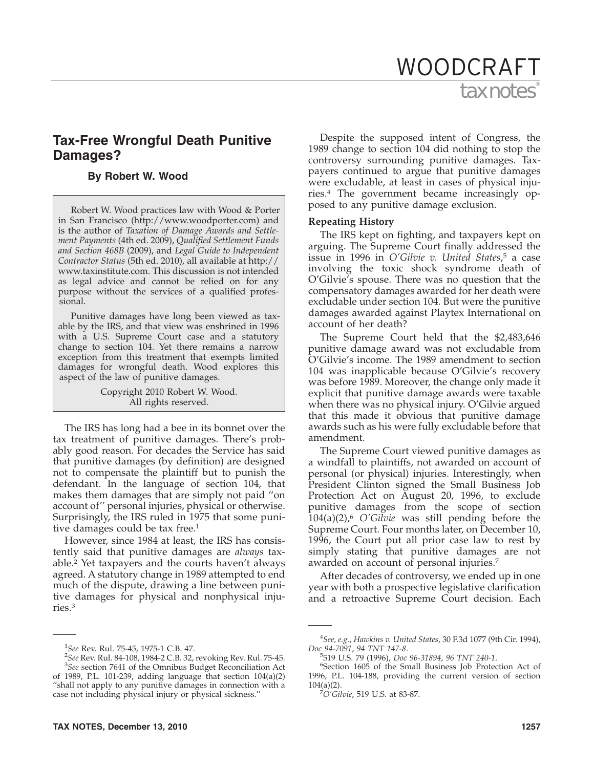# Tax-Free Wrongful Death Punitive Damages?

**By Robert W. Wood**

Robert W. Wood practices law with Wood & Porter in San Francisco (http://www.woodporter.com) and is the author of *Taxation of Damage Awards and Settlement Payments* (4th ed. 2009), *Qualified Settlement Funds and Section 468B* (2009), and *Legal Guide to Independent Contractor Status* (5th ed. 2010), all available at http://www.taxinstitute.com. This discussion is not intended as legal advice and cannot be relied on for any purpose without the services of a qualified professional.

Punitive damages have long been viewed as taxable by the IRS, and that view was enshrined in 1996 with a U.S. Supreme Court case and a statutory change to section 104. Yet there remains a narrow exception from this treatment that exempts limited damages for wrongful death. Wood explores this aspect of the law of punitive damages.

Copyright 2010 Robert W. Wood.
All rights reserved.

The IRS has long had a bee in its bonnet over the tax treatment of punitive damages. There's probably good reason. For decades the Service has said that punitive damages (by definition) are designed not to compensate the plaintiff but to punish the defendant. In the language of section 104, that makes them damages that are simply not paid "on account of" personal injuries, physical or otherwise. Surprisingly, the IRS ruled in 1975 that some punitive damages could be tax free.[1]

However, since 1984 at least, the IRS has consistently said that punitive damages are *always* taxable.[2] Yet taxpayers and the courts haven't always agreed. A statutory change in 1989 attempted to end much of the dispute, drawing a line between punitive damages for physical and nonphysical injuries.[3]

Despite the supposed intent of Congress, the 1989 change to section 104 did nothing to stop the controversy surrounding punitive damages. Taxpayers continued to argue that punitive damages were excludable, at least in cases of physical injuries.[4] The government became increasingly opposed to any punitive damage exclusion.

**Repeating History**

The IRS kept on fighting, and taxpayers kept on arguing. The Supreme Court finally addressed the issue in 1996 in *O'Gilvie v. United States*,[5] a case involving the toxic shock syndrome death of O'Gilvie's spouse. There was no question that the compensatory damages awarded for her death were excludable under section 104. But were the punitive damages awarded against Playtex International on account of her death?

The Supreme Court held that the $2,483,646 punitive damage award was not excludable from O'Gilvie's income. The 1989 amendment to section 104 was inapplicable because O'Gilvie's recovery was before 1989. Moreover, the change only made it explicit that punitive damage awards were taxable when there was no physical injury. O'Gilvie argued that this made it obvious that punitive damage awards such as his were fully excludable before that amendment.

The Supreme Court viewed punitive damages as a windfall to plaintiffs, not awarded on account of personal (or physical) injuries. Interestingly, when President Clinton signed the Small Business Job Protection Act on August 20, 1996, to exclude punitive damages from the scope of section 104(a)(2),[6] *O'Gilvie* was still pending before the Supreme Court. Four months later, on December 10, 1996, the Court put all prior case law to rest by simply stating that punitive damages are not awarded on account of personal injuries.[7]

After decades of controversy, we ended up in one year with both a prospective legislative clarification and a retroactive Supreme Court decision. Each

---

[1]*See* Rev. Rul. 75-45, 1975-1 C.B. 47.

[2]*See* Rev. Rul. 84-108, 1984-2 C.B. 32, revoking Rev. Rul. 75-45.

[3]*See* section 7641 of the Omnibus Budget Reconciliation Act of 1989, P.L. 101-239, adding language that section 104(a)(2) "shall not apply to any punitive damages in connection with a case not including physical injury or physical sickness."

[4]*See, e.g.*, *Hawkins v. United States*, 30 F.3d 1077 (9th Cir. 1994), *Doc 94-7091*, *94 TNT 147-8*.

[5]519 U.S. 79 (1996), *Doc 96-31894*, *96 TNT 240-1*.

[6]Section 1605 of the Small Business Job Protection Act of 1996, P.L. 104-188, providing the current version of section 104(a)(2).

[7]*O'Gilvie*, 519 U.S. at 83-87.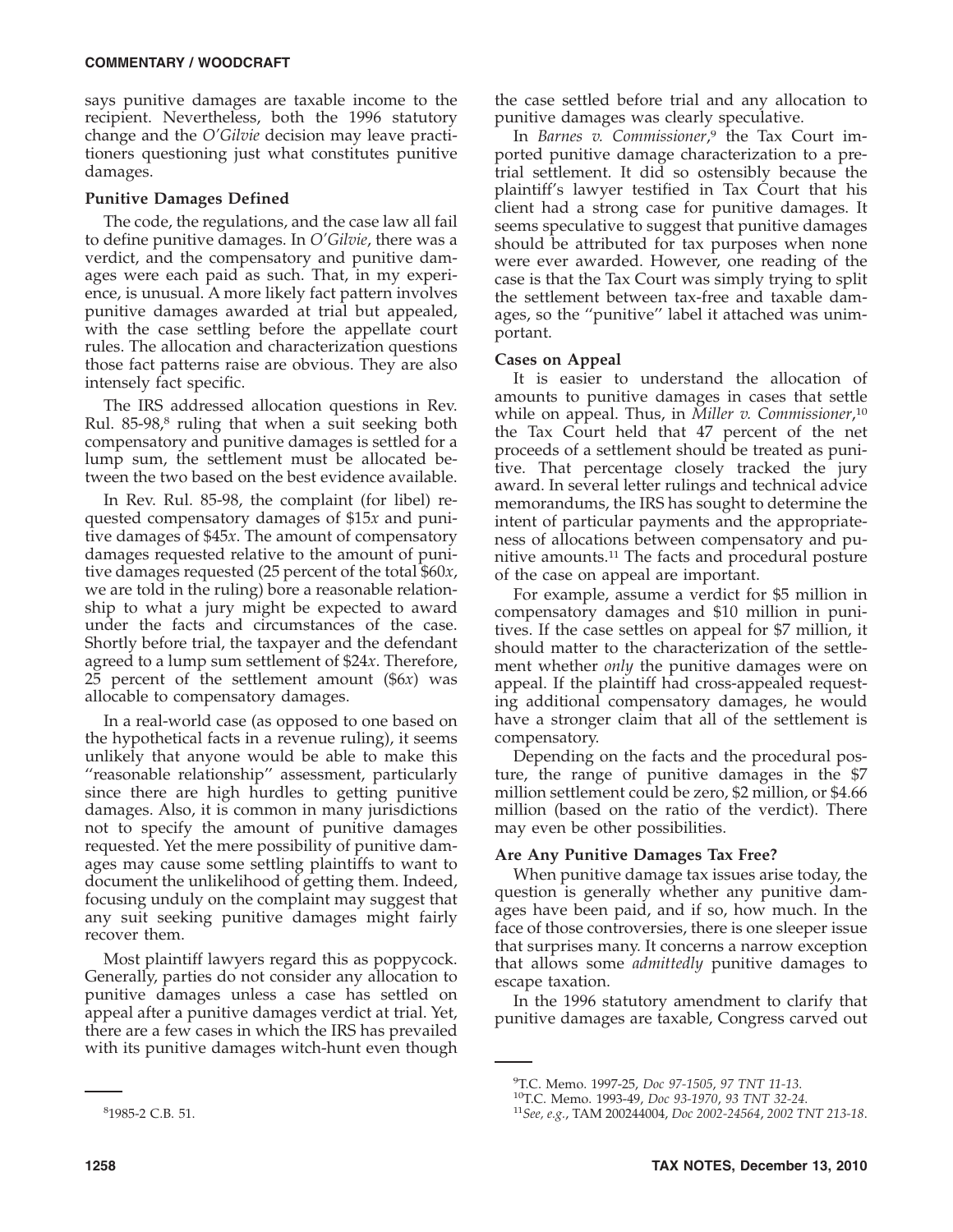says punitive damages are taxable income to the recipient. Nevertheless, both the 1996 statutory change and the *O'Gilvie* decision may leave practitioners questioning just what constitutes punitive damages.

**Punitive Damages Defined**

The code, the regulations, and the case law all fail to define punitive damages. In *O'Gilvie*, there was a verdict, and the compensatory and punitive damages were each paid as such. That, in my experience, is unusual. A more likely fact pattern involves punitive damages awarded at trial but appealed, with the case settling before the appellate court rules. The allocation and characterization questions those fact patterns raise are obvious. They are also intensely fact specific.

The IRS addressed allocation questions in Rev. Rul. 85-98,[8] ruling that when a suit seeking both compensatory and punitive damages is settled for a lump sum, the settlement must be allocated between the two based on the best evidence available.

In Rev. Rul. 85-98, the complaint (for libel) requested compensatory damages of $15*x* and punitive damages of $45*x*. The amount of compensatory damages requested relative to the amount of punitive damages requested (25 percent of the total $60*x*, we are told in the ruling) bore a reasonable relationship to what a jury might be expected to award under the facts and circumstances of the case. Shortly before trial, the taxpayer and the defendant agreed to a lump sum settlement of $24*x*. Therefore, 25 percent of the settlement amount ($6*x*) was allocable to compensatory damages.

In a real-world case (as opposed to one based on the hypothetical facts in a revenue ruling), it seems unlikely that anyone would be able to make this "reasonable relationship" assessment, particularly since there are high hurdles to getting punitive damages. Also, it is common in many jurisdictions not to specify the amount of punitive damages requested. Yet the mere possibility of punitive damages may cause some settling plaintiffs to want to document the unlikelihood of getting them. Indeed, focusing unduly on the complaint may suggest that any suit seeking punitive damages might fairly recover them.

Most plaintiff lawyers regard this as poppycock. Generally, parties do not consider any allocation to punitive damages unless a case has settled on appeal after a punitive damages verdict at trial. Yet, there are a few cases in which the IRS has prevailed with its punitive damages witch-hunt even though the case settled before trial and any allocation to punitive damages was clearly speculative.

In *Barnes v. Commissioner*,[9] the Tax Court imported punitive damage characterization to a pretrial settlement. It did so ostensibly because the plaintiff's lawyer testified in Tax Court that his client had a strong case for punitive damages. It seems speculative to suggest that punitive damages should be attributed for tax purposes when none were ever awarded. However, one reading of the case is that the Tax Court was simply trying to split the settlement between tax-free and taxable damages, so the "punitive" label it attached was unimportant.

**Cases on Appeal**

It is easier to understand the allocation of amounts to punitive damages in cases that settle while on appeal. Thus, in *Miller v. Commissioner*,[10] the Tax Court held that 47 percent of the net proceeds of a settlement should be treated as punitive. That percentage closely tracked the jury award. In several letter rulings and technical advice memorandums, the IRS has sought to determine the intent of particular payments and the appropriateness of allocations between compensatory and punitive amounts.[11] The facts and procedural posture of the case on appeal are important.

For example, assume a verdict for $5 million in compensatory damages and $10 million in punitives. If the case settles on appeal for $7 million, it should matter to the characterization of the settlement whether *only* the punitive damages were on appeal. If the plaintiff had cross-appealed requesting additional compensatory damages, he would have a stronger claim that all of the settlement is compensatory.

Depending on the facts and the procedural posture, the range of punitive damages in the $7 million settlement could be zero, $2 million, or $4.66 million (based on the ratio of the verdict). There may even be other possibilities.

**Are Any Punitive Damages Tax Free?**

When punitive damage tax issues arise today, the question is generally whether any punitive damages have been paid, and if so, how much. In the face of those controversies, there is one sleeper issue that surprises many. It concerns a narrow exception that allows some *admittedly* punitive damages to escape taxation.

In the 1996 statutory amendment to clarify that punitive damages are taxable, Congress carved out

---

[8] 1985-2 C.B. 51.

[9] T.C. Memo. 1997-25, *Doc 97-1505*, *97 TNT 11-13*.

[10] T.C. Memo. 1993-49, *Doc 93-1970*, *93 TNT 32-24*.

[11] *See, e.g.*, TAM 200244004, *Doc 2002-24564*, *2002 TNT 213-18*.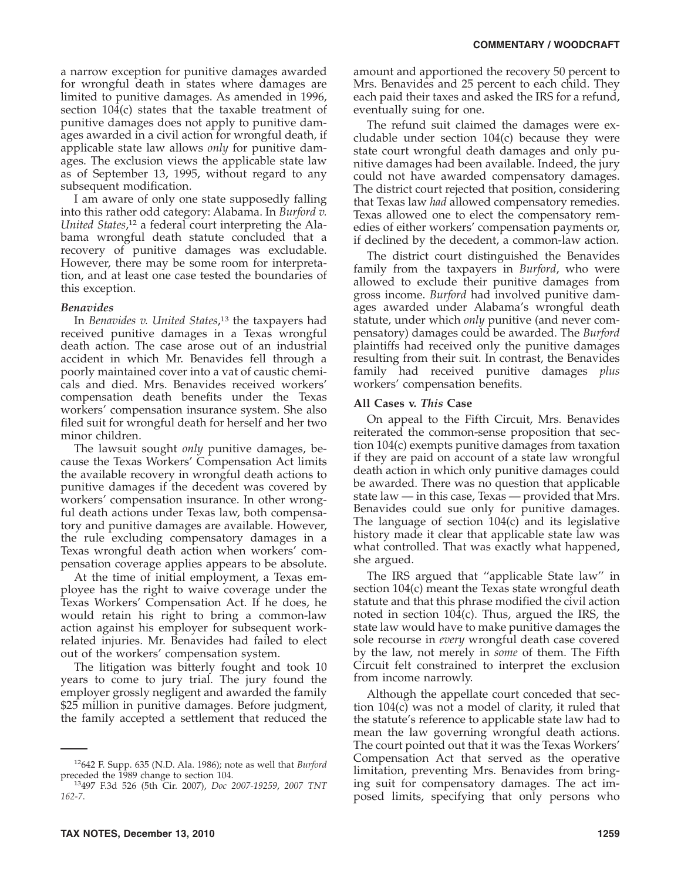a narrow exception for punitive damages awarded for wrongful death in states where damages are limited to punitive damages. As amended in 1996, section 104(c) states that the taxable treatment of punitive damages does not apply to punitive damages awarded in a civil action for wrongful death, if applicable state law allows *only* for punitive damages. The exclusion views the applicable state law as of September 13, 1995, without regard to any subsequent modification.

I am aware of only one state supposedly falling into this rather odd category: Alabama. In *Burford v. United States*,[12] a federal court interpreting the Alabama wrongful death statute concluded that a recovery of punitive damages was excludable. However, there may be some room for interpretation, and at least one case tested the boundaries of this exception.

#### *Benavides*

In *Benavides v. United States*,[13] the taxpayers had received punitive damages in a Texas wrongful death action. The case arose out of an industrial accident in which Mr. Benavides fell through a poorly maintained cover into a vat of caustic chemicals and died. Mrs. Benavides received workers' compensation death benefits under the Texas workers' compensation insurance system. She also filed suit for wrongful death for herself and her two minor children.

The lawsuit sought *only* punitive damages, because the Texas Workers' Compensation Act limits the available recovery in wrongful death actions to punitive damages if the decedent was covered by workers' compensation insurance. In other wrongful death actions under Texas law, both compensatory and punitive damages are available. However, the rule excluding compensatory damages in a Texas wrongful death action when workers' compensation coverage applies appears to be absolute.

At the time of initial employment, a Texas employee has the right to waive coverage under the Texas Workers' Compensation Act. If he does, he would retain his right to bring a common-law action against his employer for subsequent work-related injuries. Mr. Benavides had failed to elect out of the workers' compensation system.

The litigation was bitterly fought and took 10 years to come to jury trial. The jury found the employer grossly negligent and awarded the family $25 million in punitive damages. Before judgment, the family accepted a settlement that reduced the amount and apportioned the recovery 50 percent to Mrs. Benavides and 25 percent to each child. They each paid their taxes and asked the IRS for a refund, eventually suing for one.

The refund suit claimed the damages were excludable under section 104(c) because they were state court wrongful death damages and only punitive damages had been available. Indeed, the jury could not have awarded compensatory damages. The district court rejected that position, considering that Texas law *had* allowed compensatory remedies. Texas allowed one to elect the compensatory remedies of either workers' compensation payments or, if declined by the decedent, a common-law action.

The district court distinguished the Benavides family from the taxpayers in *Burford*, who were allowed to exclude their punitive damages from gross income. *Burford* had involved punitive damages awarded under Alabama's wrongful death statute, under which *only* punitive (and never compensatory) damages could be awarded. The *Burford* plaintiffs had received only the punitive damages resulting from their suit. In contrast, the Benavides family had received punitive damages *plus* workers' compensation benefits.

### All Cases v. *This* Case

On appeal to the Fifth Circuit, Mrs. Benavides reiterated the common-sense proposition that section 104(c) exempts punitive damages from taxation if they are paid on account of a state law wrongful death action in which only punitive damages could be awarded. There was no question that applicable state law — in this case, Texas — provided that Mrs. Benavides could sue only for punitive damages. The language of section 104(c) and its legislative history made it clear that applicable state law was what controlled. That was exactly what happened, she argued.

The IRS argued that ''applicable State law'' in section 104(c) meant the Texas state wrongful death statute and that this phrase modified the civil action noted in section 104(c). Thus, argued the IRS, the state law would have to make punitive damages the sole recourse in *every* wrongful death case covered by the law, not merely in *some* of them. The Fifth Circuit felt constrained to interpret the exclusion from income narrowly.

Although the appellate court conceded that section 104(c) was not a model of clarity, it ruled that the statute's reference to applicable state law had to mean the law governing wrongful death actions. The court pointed out that it was the Texas Workers' Compensation Act that served as the operative limitation, preventing Mrs. Benavides from bringing suit for compensatory damages. The act imposed limits, specifying that only persons who

---

[12] 642 F. Supp. 635 (N.D. Ala. 1986); note as well that *Burford* preceded the 1989 change to section 104.

[13] 497 F.3d 526 (5th Cir. 2007), *Doc 2007-19259*, *2007 TNT 162-7*.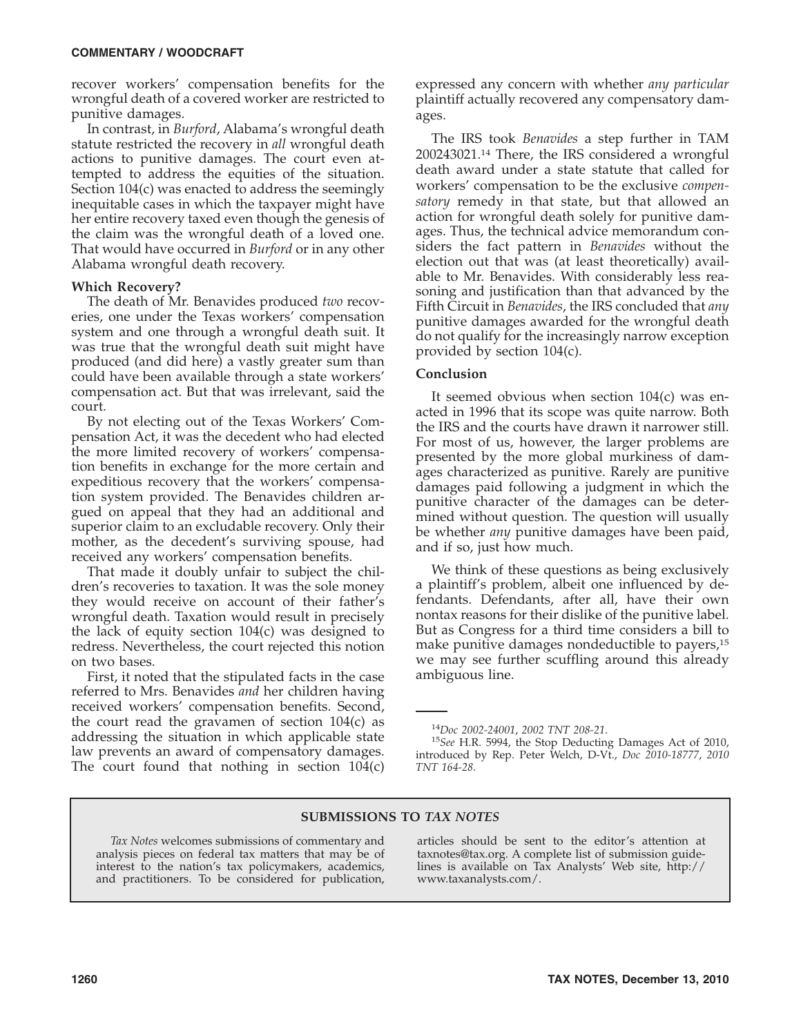recover workers' compensation benefits for the wrongful death of a covered worker are restricted to punitive damages.

In contrast, in *Burford*, Alabama's wrongful death statute restricted the recovery in *all* wrongful death actions to punitive damages. The court even attempted to address the equities of the situation. Section 104(c) was enacted to address the seemingly inequitable cases in which the taxpayer might have her entire recovery taxed even though the genesis of the claim was the wrongful death of a loved one. That would have occurred in *Burford* or in any other Alabama wrongful death recovery.

**Which Recovery?**

The death of Mr. Benavides produced *two* recoveries, one under the Texas workers' compensation system and one through a wrongful death suit. It was true that the wrongful death suit might have produced (and did here) a vastly greater sum than could have been available through a state workers' compensation act. But that was irrelevant, said the court.

By not electing out of the Texas Workers' Compensation Act, it was the decedent who had elected the more limited recovery of workers' compensation benefits in exchange for the more certain and expeditious recovery that the workers' compensation system provided. The Benavides children argued on appeal that they had an additional and superior claim to an excludable recovery. Only their mother, as the decedent's surviving spouse, had received any workers' compensation benefits.

That made it doubly unfair to subject the children's recoveries to taxation. It was the sole money they would receive on account of their father's wrongful death. Taxation would result in precisely the lack of equity section 104(c) was designed to redress. Nevertheless, the court rejected this notion on two bases.

First, it noted that the stipulated facts in the case referred to Mrs. Benavides *and* her children having received workers' compensation benefits. Second, the court read the gravamen of section 104(c) as addressing the situation in which applicable state law prevents an award of compensatory damages. The court found that nothing in section 104(c) expressed any concern with whether *any particular* plaintiff actually recovered any compensatory damages.

The IRS took *Benavides* a step further in TAM 200243021.[14] There, the IRS considered a wrongful death award under a state statute that called for workers' compensation to be the exclusive *compensatory* remedy in that state, but that allowed an action for wrongful death solely for punitive damages. Thus, the technical advice memorandum considers the fact pattern in *Benavides* without the election out that was (at least theoretically) available to Mr. Benavides. With considerably less reasoning and justification than that advanced by the Fifth Circuit in *Benavides*, the IRS concluded that *any* punitive damages awarded for the wrongful death do not qualify for the increasingly narrow exception provided by section 104(c).

**Conclusion**

It seemed obvious when section 104(c) was enacted in 1996 that its scope was quite narrow. Both the IRS and the courts have drawn it narrower still. For most of us, however, the larger problems are presented by the more global murkiness of damages characterized as punitive. Rarely are punitive damages paid following a judgment in which the punitive character of the damages can be determined without question. The question will usually be whether *any* punitive damages have been paid, and if so, just how much.

We think of these questions as being exclusively a plaintiff's problem, albeit one influenced by defendants. Defendants, after all, have their own nontax reasons for their dislike of the punitive label. But as Congress for a third time considers a bill to make punitive damages nondeductible to payers,[15] we may see further scuffling around this already ambiguous line.

---

[14]*Doc 2002-24001*, *2002 TNT 208-21*.

[15]*See* H.R. 5994, the Stop Deducting Damages Act of 2010, introduced by Rep. Peter Welch, D-Vt., *Doc 2010-18777*, *2010 TNT 164-28*.

**SUBMISSIONS TO *TAX NOTES***

*Tax Notes* welcomes submissions of commentary and analysis pieces on federal tax matters that may be of interest to the nation's tax policymakers, academics, and practitioners. To be considered for publication, articles should be sent to the editor's attention at taxnotes@tax.org. A complete list of submission guidelines is available on Tax Analysts' Web site, http://www.taxanalysts.com/.